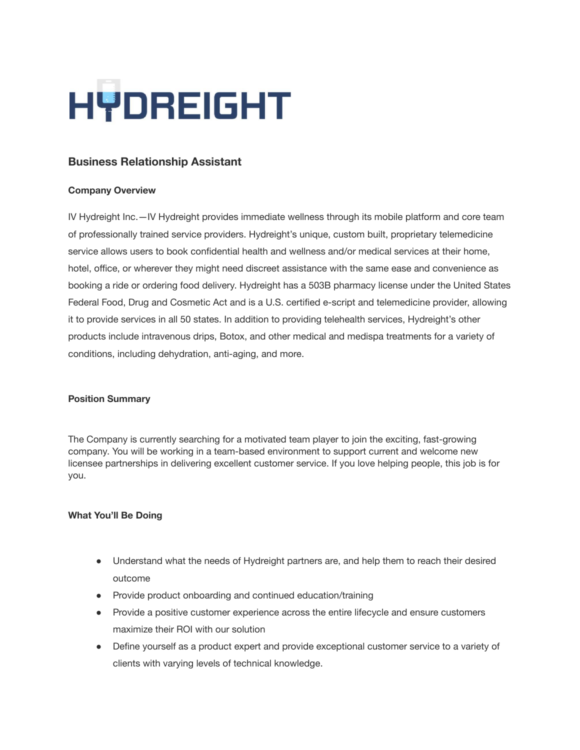# HYDREIGHT

## Business Relationship Assistant

### Company Overview

IV Hydreight Inc.—IV Hydreight provides immediate wellness through its mobile platform and core team of professionally trained service providers. Hydreight's unique, custom built, proprietary telemedicine service allows users to book confidential health and wellness and/or medical services at their home, hotel, office, or wherever they might need discreet assistance with the same ease and convenience as booking a ride or ordering food delivery. Hydreight has a 503B pharmacy license under the United States Federal Food, Drug and Cosmetic Act and is a U.S. certified e-script and telemedicine provider, allowing it to provide services in all 50 states. In addition to providing telehealth services, Hydreight's other products include intravenous drips, Botox, and other medical and medispa treatments for a variety of conditions, including dehydration, anti-aging, and more.

### Position Summary

The Company is currently searching for a motivated team player to join the exciting, fast-growing company. You will be working in a team-based environment to support current and welcome new licensee partnerships in delivering excellent customer service. If you love helping people, this job is for you.

### What You'll Be Doing

- Understand what the needs of Hydreight partners are, and help them to reach their desired outcome
- Provide product onboarding and continued education/training
- Provide a positive customer experience across the entire lifecycle and ensure customers maximize their ROI with our solution
- Define yourself as a product expert and provide exceptional customer service to a variety of clients with varying levels of technical knowledge.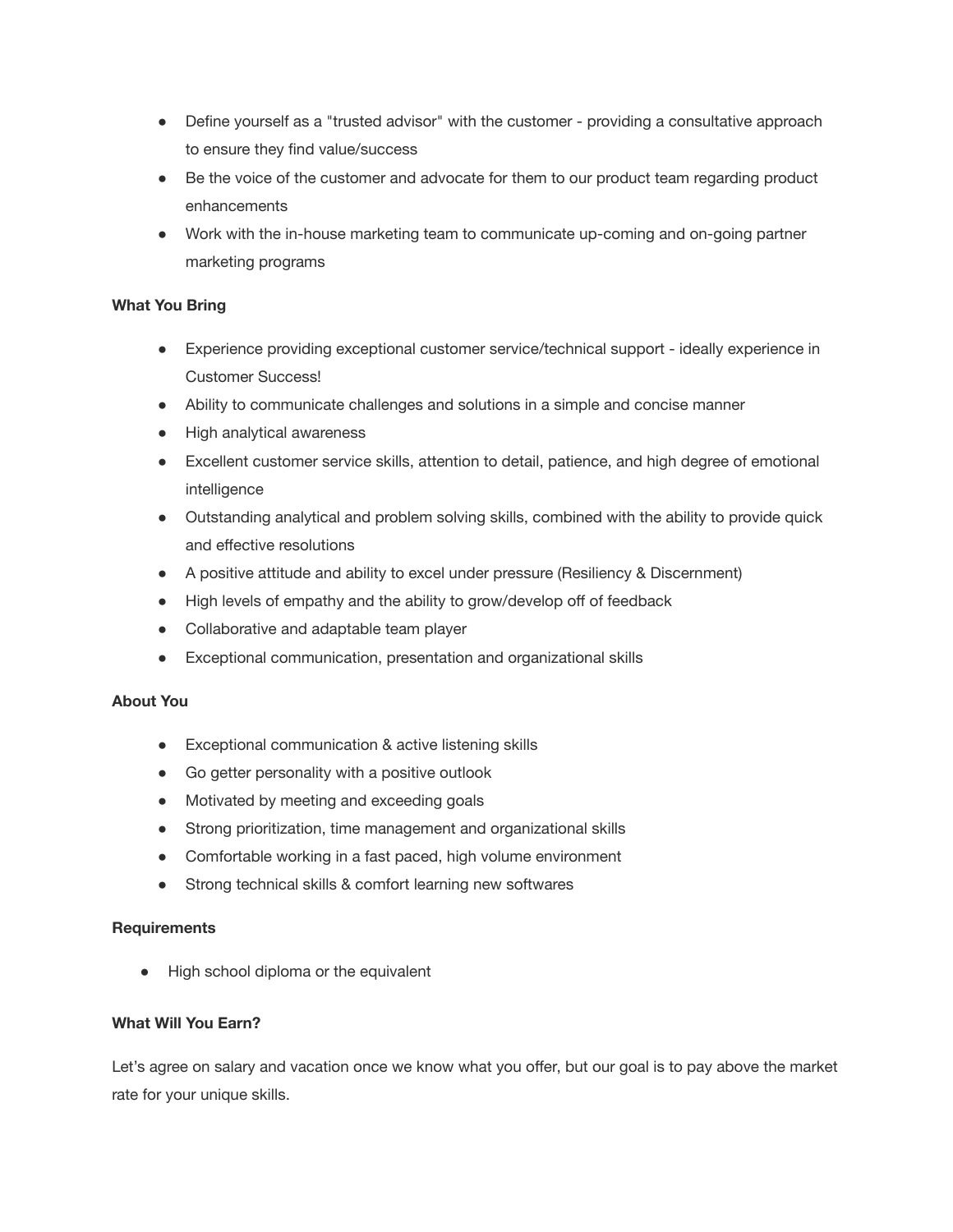- Define yourself as a "trusted advisor" with the customer - providing a consultative approach to ensure they find value/success
- Be the voice of the customer and advocate for them to our product team regarding product enhancements
- Work with the in-house marketing team to communicate up-coming and on-going partner marketing programs

**What You Bring**

- Experience providing exceptional customer service/technical support - ideally experience in Customer Success!
- Ability to communicate challenges and solutions in a simple and concise manner
- High analytical awareness
- Excellent customer service skills, attention to detail, patience, and high degree of emotional intelligence
- Outstanding analytical and problem solving skills, combined with the ability to provide quick and effective resolutions
- A positive attitude and ability to excel under pressure (Resiliency & Discernment)
- High levels of empathy and the ability to grow/develop off of feedback
- Collaborative and adaptable team player
- Exceptional communication, presentation and organizational skills

**About You**

- Exceptional communication & active listening skills
- Go getter personality with a positive outlook
- Motivated by meeting and exceeding goals
- Strong prioritization, time management and organizational skills
- Comfortable working in a fast paced, high volume environment
- Strong technical skills & comfort learning new softwares

**Requirements**

- High school diploma or the equivalent

**What Will You Earn?**

Let's agree on salary and vacation once we know what you offer, but our goal is to pay above the market rate for your unique skills.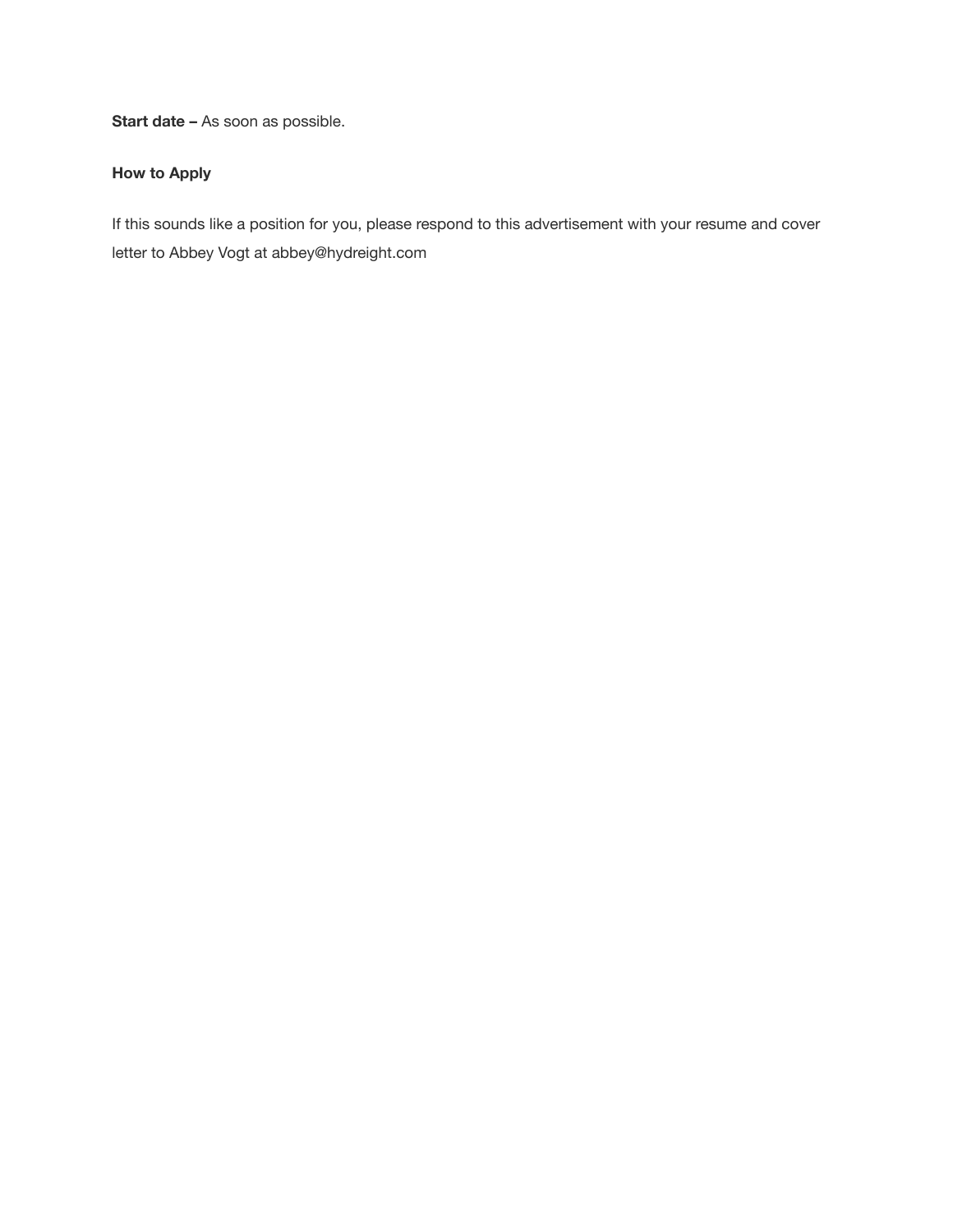**Start date –** As soon as possible.

**How to Apply**

If this sounds like a position for you, please respond to this advertisement with your resume and cover letter to Abbey Vogt at abbey@hydreight.com